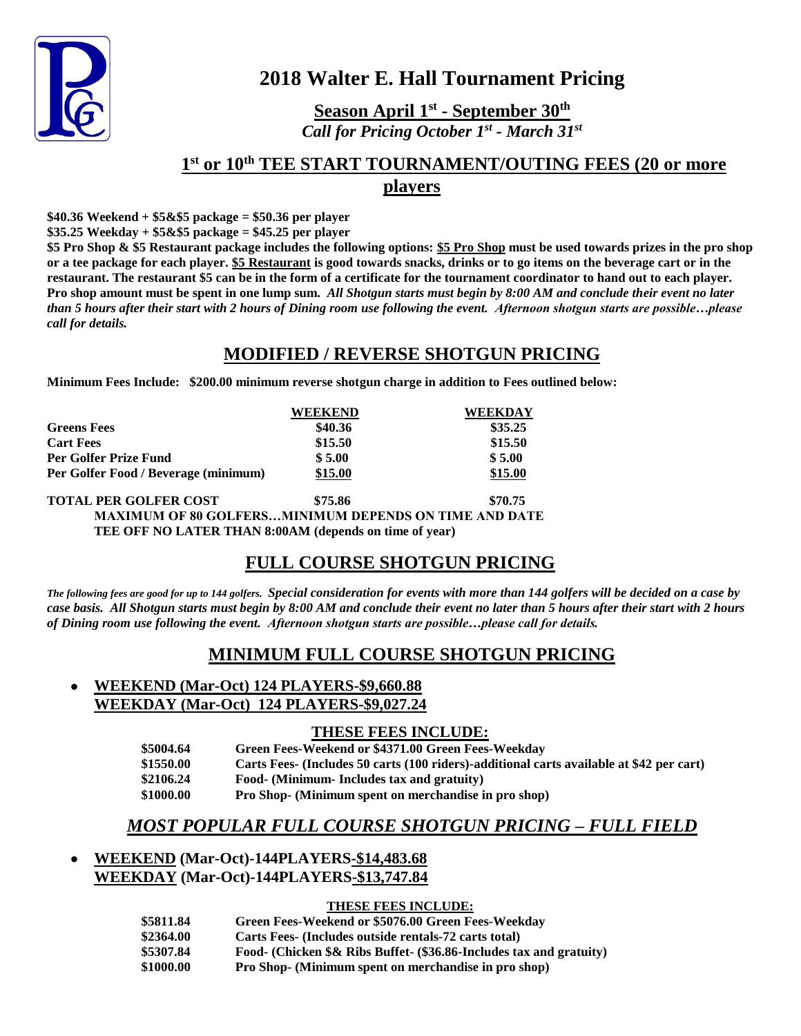# 2018 Walter E. Hall Tournament Pricing

**Season April 1st - September 30th**

*Call for Pricing October 1st - March 31st*

## 1st or 10th TEE START TOURNAMENT/OUTING FEES (20 or more players

**$40.36 Weekend + $5&$5 package = $50.36 per player**

**$35.25 Weekday + $5&$5 package = $45.25 per player**

**$5 Pro Shop & $5 Restaurant package includes the following options: $5 Pro Shop must be used towards prizes in the pro shop or a tee package for each player. $5 Restaurant is good towards snacks, drinks or to go items on the beverage cart or in the restaurant. The restaurant $5 can be in the form of a certificate for the tournament coordinator to hand out to each player. Pro shop amount must be spent in one lump sum.** ***All Shotgun starts must begin by 8:00 AM and conclude their event no later than 5 hours after their start with 2 hours of Dining room use following the event. Afternoon shotgun starts are possible…please call for details.***

## MODIFIED / REVERSE SHOTGUN PRICING

**Minimum Fees Include: $200.00 minimum reverse shotgun charge in addition to Fees outlined below:**

| | WEEKEND | WEEKDAY |
|---|---|---|
| **Greens Fees** | **$40.36** | **$35.25** |
| **Cart Fees** | **$15.50** | **$15.50** |
| **Per Golfer Prize Fund** | **$ 5.00** | **$ 5.00** |
| **Per Golfer Food / Beverage (minimum)** | **$15.00** | **$15.00** |
| **TOTAL PER GOLFER COST** | **$75.86** | **$70.75** |

**MAXIMUM OF 80 GOLFERS…MINIMUM DEPENDS ON TIME AND DATE**

**TEE OFF NO LATER THAN 8:00AM (depends on time of year)**

## FULL COURSE SHOTGUN PRICING

*The following fees are good for up to 144 golfers. Special consideration for events with more than 144 golfers will be decided on a case by case basis. All Shotgun starts must begin by 8:00 AM and conclude their event no later than 5 hours after their start with 2 hours of Dining room use following the event. Afternoon shotgun starts are possible…please call for details.*

## MINIMUM FULL COURSE SHOTGUN PRICING

- **WEEKEND (Mar-Oct) 124 PLAYERS-$9,660.88**
  **WEEKDAY (Mar-Oct) 124 PLAYERS-$9,027.24**

### THESE FEES INCLUDE:

| | |
|---|---|
| **$5004.64** | **Green Fees-Weekend or $4371.00 Green Fees-Weekday** |
| **$1550.00** | **Carts Fees- (Includes 50 carts (100 riders)-additional carts available at $42 per cart)** |
| **$2106.24** | **Food- (Minimum- Includes tax and gratuity)** |
| **$1000.00** | **Pro Shop- (Minimum spent on merchandise in pro shop)** |

## *MOST POPULAR FULL COURSE SHOTGUN PRICING – FULL FIELD*

- **WEEKEND (Mar-Oct)-144PLAYERS-$14,483.68**
  **WEEKDAY (Mar-Oct)-144PLAYERS-$13,747.84**

#### THESE FEES INCLUDE:

| | |
|---|---|
| **$5811.84** | **Green Fees-Weekend or $5076.00 Green Fees-Weekday** |
| **$2364.00** | **Carts Fees- (Includes outside rentals-72 carts total)** |
| **$5307.84** | **Food- (Chicken $& Ribs Buffet- ($36.86-Includes tax and gratuity)** |
| **$1000.00** | **Pro Shop- (Minimum spent on merchandise in pro shop)** |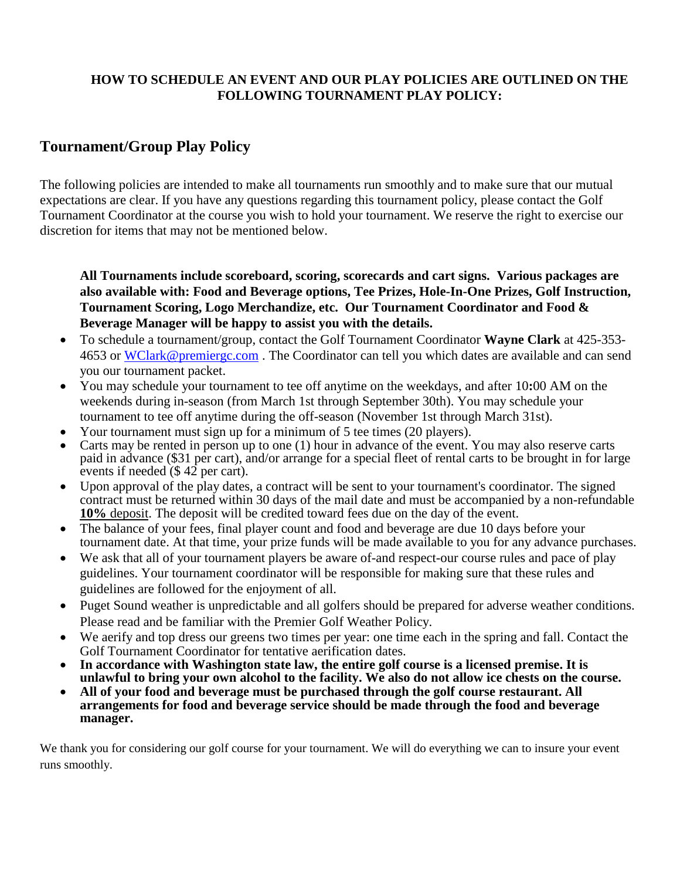**HOW TO SCHEDULE AN EVENT AND OUR PLAY POLICIES ARE OUTLINED ON THE FOLLOWING TOURNAMENT PLAY POLICY:**

## Tournament/Group Play Policy

The following policies are intended to make all tournaments run smoothly and to make sure that our mutual expectations are clear. If you have any questions regarding this tournament policy, please contact the Golf Tournament Coordinator at the course you wish to hold your tournament. We reserve the right to exercise our discretion for items that may not be mentioned below.

**All Tournaments include scoreboard, scoring, scorecards and cart signs. Various packages are also available with: Food and Beverage options, Tee Prizes, Hole-In-One Prizes, Golf Instruction, Tournament Scoring, Logo Merchandize, etc. Our Tournament Coordinator and Food & Beverage Manager will be happy to assist you with the details.**

- To schedule a tournament/group, contact the Golf Tournament Coordinator **Wayne Clark** at 425-353-4653 or [WClark@premiergc.com](mailto:WClark@premiergc.com) . The Coordinator can tell you which dates are available and can send you our tournament packet.
- You may schedule your tournament to tee off anytime on the weekdays, and after 10**:**00 AM on the weekends during in-season (from March 1st through September 30th). You may schedule your tournament to tee off anytime during the off-season (November 1st through March 31st).
- Your tournament must sign up for a minimum of 5 tee times (20 players).
- Carts may be rented in person up to one (1) hour in advance of the event. You may also reserve carts paid in advance ($31 per cart), and/or arrange for a special fleet of rental carts to be brought in for large events if needed ($ 42 per cart).
- Upon approval of the play dates, a contract will be sent to your tournament's coordinator. The signed contract must be returned within 30 days of the mail date and must be accompanied by a non-refundable **10%** deposit. The deposit will be credited toward fees due on the day of the event.
- The balance of your fees, final player count and food and beverage are due 10 days before your tournament date. At that time, your prize funds will be made available to you for any advance purchases.
- We ask that all of your tournament players be aware of-and respect-our course rules and pace of play guidelines. Your tournament coordinator will be responsible for making sure that these rules and guidelines are followed for the enjoyment of all.
- Puget Sound weather is unpredictable and all golfers should be prepared for adverse weather conditions. Please read and be familiar with the Premier Golf Weather Policy.
- We aerify and top dress our greens two times per year: one time each in the spring and fall. Contact the Golf Tournament Coordinator for tentative aerification dates.
- **In accordance with Washington state law, the entire golf course is a licensed premise. It is unlawful to bring your own alcohol to the facility. We also do not allow ice chests on the course.**
- **All of your food and beverage must be purchased through the golf course restaurant. All arrangements for food and beverage service should be made through the food and beverage manager.**

We thank you for considering our golf course for your tournament. We will do everything we can to insure your event runs smoothly.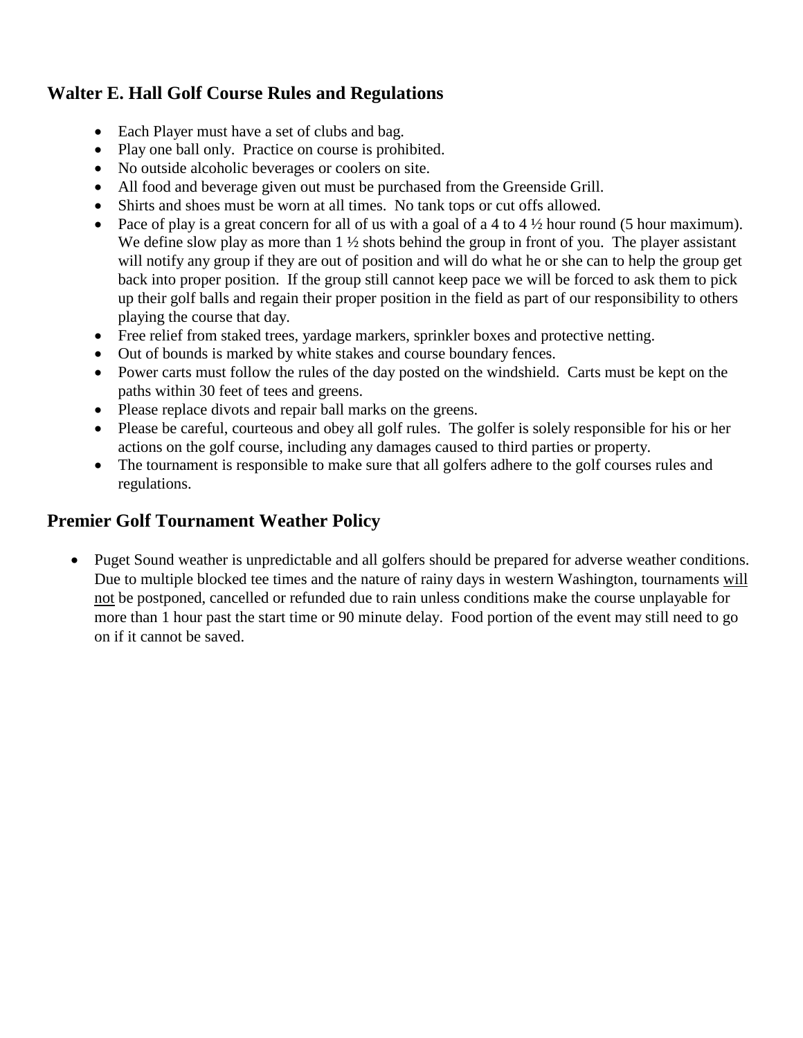## Walter E. Hall Golf Course Rules and Regulations

- Each Player must have a set of clubs and bag.
- Play one ball only. Practice on course is prohibited.
- No outside alcoholic beverages or coolers on site.
- All food and beverage given out must be purchased from the Greenside Grill.
- Shirts and shoes must be worn at all times. No tank tops or cut offs allowed.
- Pace of play is a great concern for all of us with a goal of a 4 to 4 ½ hour round (5 hour maximum). We define slow play as more than 1 ½ shots behind the group in front of you. The player assistant will notify any group if they are out of position and will do what he or she can to help the group get back into proper position. If the group still cannot keep pace we will be forced to ask them to pick up their golf balls and regain their proper position in the field as part of our responsibility to others playing the course that day.
- Free relief from staked trees, yardage markers, sprinkler boxes and protective netting.
- Out of bounds is marked by white stakes and course boundary fences.
- Power carts must follow the rules of the day posted on the windshield. Carts must be kept on the paths within 30 feet of tees and greens.
- Please replace divots and repair ball marks on the greens.
- Please be careful, courteous and obey all golf rules. The golfer is solely responsible for his or her actions on the golf course, including any damages caused to third parties or property.
- The tournament is responsible to make sure that all golfers adhere to the golf courses rules and regulations.

## Premier Golf Tournament Weather Policy

- Puget Sound weather is unpredictable and all golfers should be prepared for adverse weather conditions. Due to multiple blocked tee times and the nature of rainy days in western Washington, tournaments will not be postponed, cancelled or refunded due to rain unless conditions make the course unplayable for more than 1 hour past the start time or 90 minute delay. Food portion of the event may still need to go on if it cannot be saved.